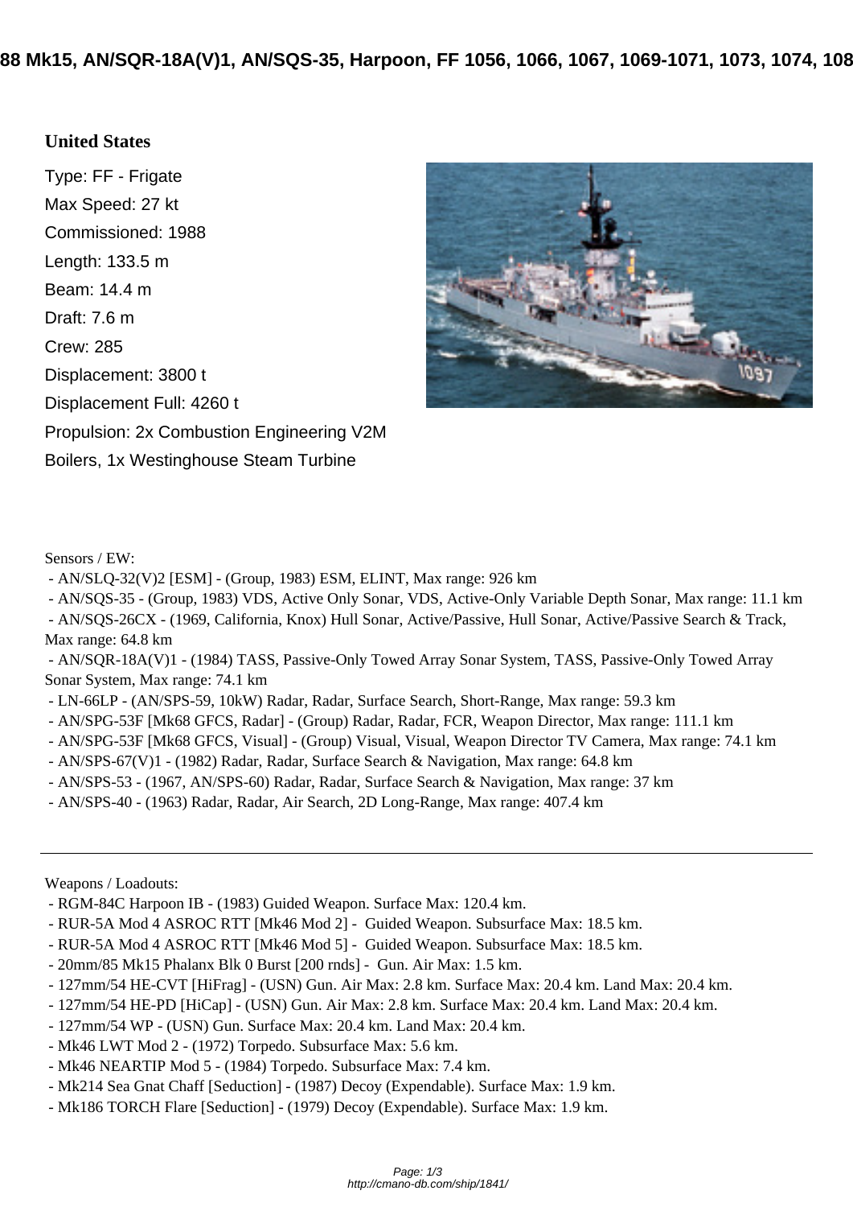# 88 Mk15, AN/SQR-18A(V)1, AN/SQS-35, Harpoon, FF 1056, 1066, 1067, 1069-1071, 1073, 1074, 108

## United States

Type: FF - Frigate

Max Speed: 27 kt

Commissioned: 1988

Length: 133.5 m

Beam: 14.4 m

Draft: 7.6 m

Crew: 285

Displacement: 3800 t

Displacement Full: 4260 t

Propulsion: 2x Combustion Engineering V2M Boilers, 1x Westinghouse Steam Turbine

Sensors / EW:
- AN/SLQ-32(V)2 [ESM] - (Group, 1983) ESM, ELINT, Max range: 926 km
- AN/SQS-35 - (Group, 1983) VDS, Active Only Sonar, VDS, Active-Only Variable Depth Sonar, Max range: 11.1 km
- AN/SQS-26CX - (1969, California, Knox) Hull Sonar, Active/Passive, Hull Sonar, Active/Passive Search & Track, Max range: 64.8 km
- AN/SQR-18A(V)1 - (1984) TASS, Passive-Only Towed Array Sonar System, TASS, Passive-Only Towed Array Sonar System, Max range: 74.1 km
- LN-66LP - (AN/SPS-59, 10kW) Radar, Radar, Surface Search, Short-Range, Max range: 59.3 km
- AN/SPG-53F [Mk68 GFCS, Radar] - (Group) Radar, Radar, FCR, Weapon Director, Max range: 111.1 km
- AN/SPG-53F [Mk68 GFCS, Visual] - (Group) Visual, Visual, Weapon Director TV Camera, Max range: 74.1 km
- AN/SPS-67(V)1 - (1982) Radar, Radar, Surface Search & Navigation, Max range: 64.8 km
- AN/SPS-53 - (1967, AN/SPS-60) Radar, Radar, Surface Search & Navigation, Max range: 37 km
- AN/SPS-40 - (1963) Radar, Radar, Air Search, 2D Long-Range, Max range: 407.4 km

---

Weapons / Loadouts:
- RGM-84C Harpoon IB - (1983) Guided Weapon. Surface Max: 120.4 km.
- RUR-5A Mod 4 ASROC RTT [Mk46 Mod 2] - Guided Weapon. Subsurface Max: 18.5 km.
- RUR-5A Mod 4 ASROC RTT [Mk46 Mod 5] - Guided Weapon. Subsurface Max: 18.5 km.
- 20mm/85 Mk15 Phalanx Blk 0 Burst [200 rnds] - Gun. Air Max: 1.5 km.
- 127mm/54 HE-CVT [HiFrag] - (USN) Gun. Air Max: 2.8 km. Surface Max: 20.4 km. Land Max: 20.4 km.
- 127mm/54 HE-PD [HiCap] - (USN) Gun. Air Max: 2.8 km. Surface Max: 20.4 km. Land Max: 20.4 km.
- 127mm/54 WP - (USN) Gun. Surface Max: 20.4 km. Land Max: 20.4 km.
- Mk46 LWT Mod 2 - (1972) Torpedo. Subsurface Max: 5.6 km.
- Mk46 NEARTIP Mod 5 - (1984) Torpedo. Subsurface Max: 7.4 km.
- Mk214 Sea Gnat Chaff [Seduction] - (1987) Decoy (Expendable). Surface Max: 1.9 km.
- Mk186 TORCH Flare [Seduction] - (1979) Decoy (Expendable). Surface Max: 1.9 km.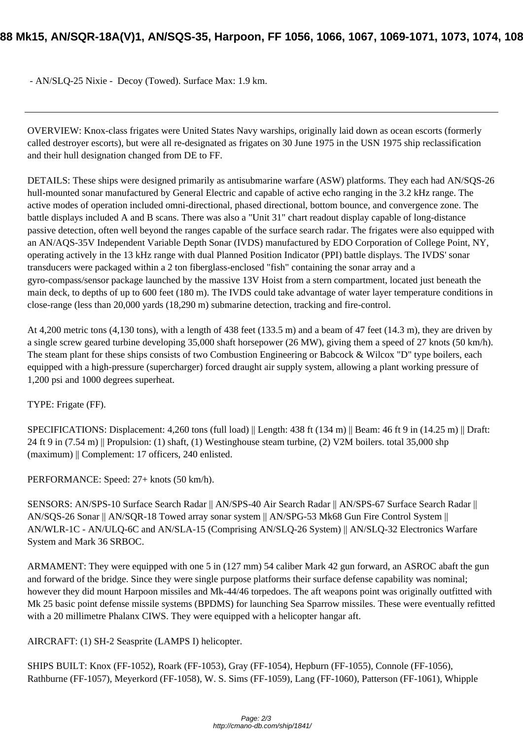- AN/SLQ-25 Nixie - Decoy (Towed). Surface Max: 1.9 km.

---

OVERVIEW: Knox-class frigates were United States Navy warships, originally laid down as ocean escorts (formerly called destroyer escorts), but were all re-designated as frigates on 30 June 1975 in the USN 1975 ship reclassification and their hull designation changed from DE to FF.

DETAILS: These ships were designed primarily as antisubmarine warfare (ASW) platforms. They each had AN/SQS-26 hull-mounted sonar manufactured by General Electric and capable of active echo ranging in the 3.2 kHz range. The active modes of operation included omni-directional, phased directional, bottom bounce, and convergence zone. The battle displays included A and B scans. There was also a "Unit 31" chart readout display capable of long-distance passive detection, often well beyond the ranges capable of the surface search radar. The frigates were also equipped with an AN/AQS-35V Independent Variable Depth Sonar (IVDS) manufactured by EDO Corporation of College Point, NY, operating actively in the 13 kHz range with dual Planned Position Indicator (PPI) battle displays. The IVDS' sonar transducers were packaged within a 2 ton fiberglass-enclosed "fish" containing the sonar array and a gyro-compass/sensor package launched by the massive 13V Hoist from a stern compartment, located just beneath the main deck, to depths of up to 600 feet (180 m). The IVDS could take advantage of water layer temperature conditions in close-range (less than 20,000 yards (18,290 m) submarine detection, tracking and fire-control.

At 4,200 metric tons (4,130 tons), with a length of 438 feet (133.5 m) and a beam of 47 feet (14.3 m), they are driven by a single screw geared turbine developing 35,000 shaft horsepower (26 MW), giving them a speed of 27 knots (50 km/h). The steam plant for these ships consists of two Combustion Engineering or Babcock & Wilcox "D" type boilers, each equipped with a high-pressure (supercharger) forced draught air supply system, allowing a plant working pressure of 1,200 psi and 1000 degrees superheat.

TYPE: Frigate (FF).

SPECIFICATIONS: Displacement: 4,260 tons (full load) || Length: 438 ft (134 m) || Beam: 46 ft 9 in (14.25 m) || Draft: 24 ft 9 in (7.54 m) || Propulsion: (1) shaft, (1) Westinghouse steam turbine, (2) V2M boilers. total 35,000 shp (maximum) || Complement: 17 officers, 240 enlisted.

PERFORMANCE: Speed: 27+ knots (50 km/h).

SENSORS: AN/SPS-10 Surface Search Radar || AN/SPS-40 Air Search Radar || AN/SPS-67 Surface Search Radar || AN/SQS-26 Sonar || AN/SQR-18 Towed array sonar system || AN/SPG-53 Mk68 Gun Fire Control System || AN/WLR-1C - AN/ULQ-6C and AN/SLA-15 (Comprising AN/SLQ-26 System) || AN/SLQ-32 Electronics Warfare System and Mark 36 SRBOC.

ARMAMENT: They were equipped with one 5 in (127 mm) 54 caliber Mark 42 gun forward, an ASROC abaft the gun and forward of the bridge. Since they were single purpose platforms their surface defense capability was nominal; however they did mount Harpoon missiles and Mk-44/46 torpedoes. The aft weapons point was originally outfitted with Mk 25 basic point defense missile systems (BPDMS) for launching Sea Sparrow missiles. These were eventually refitted with a 20 millimetre Phalanx CIWS. They were equipped with a helicopter hangar aft.

AIRCRAFT: (1) SH-2 Seasprite (LAMPS I) helicopter.

SHIPS BUILT: Knox (FF-1052), Roark (FF-1053), Gray (FF-1054), Hepburn (FF-1055), Connole (FF-1056), Rathburne (FF-1057), Meyerkord (FF-1058), W. S. Sims (FF-1059), Lang (FF-1060), Patterson (FF-1061), Whipple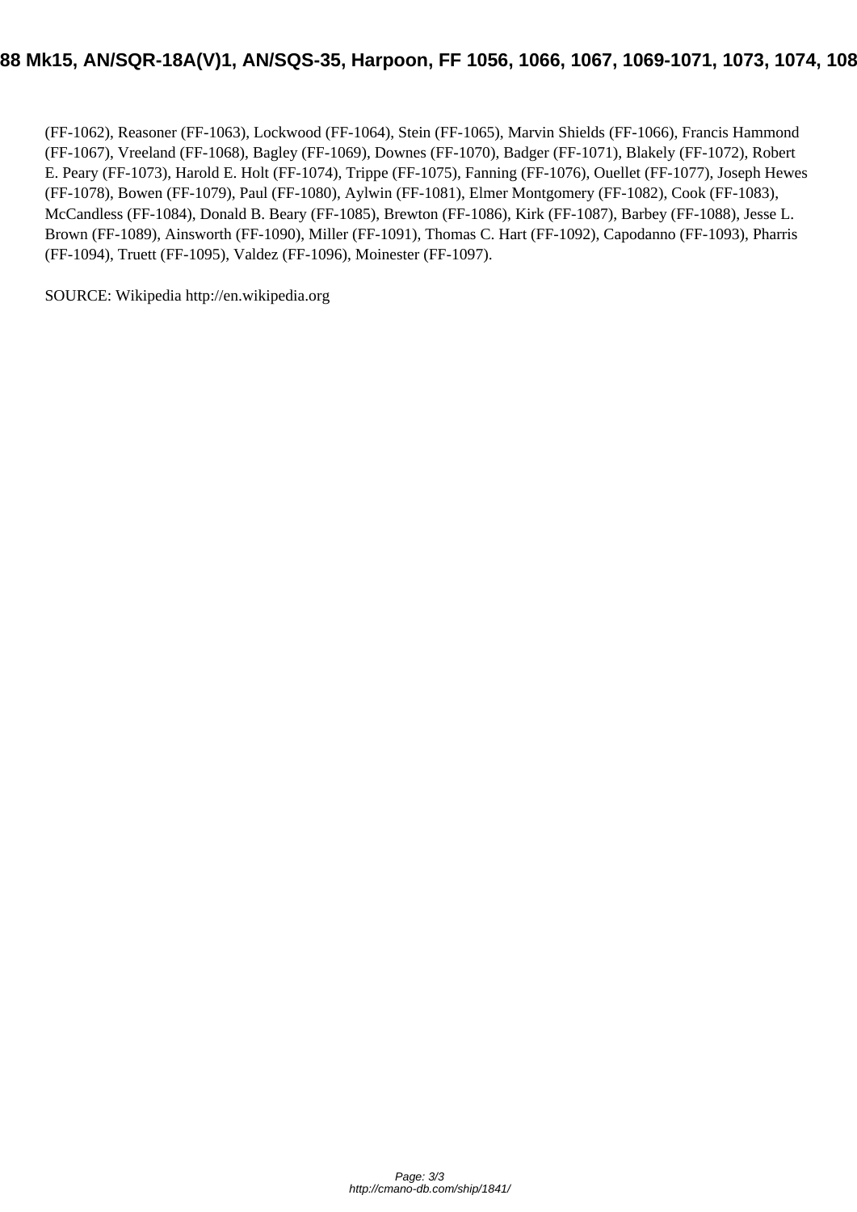(FF-1062), Reasoner (FF-1063), Lockwood (FF-1064), Stein (FF-1065), Marvin Shields (FF-1066), Francis Hammond (FF-1067), Vreeland (FF-1068), Bagley (FF-1069), Downes (FF-1070), Badger (FF-1071), Blakely (FF-1072), Robert E. Peary (FF-1073), Harold E. Holt (FF-1074), Trippe (FF-1075), Fanning (FF-1076), Ouellet (FF-1077), Joseph Hewes (FF-1078), Bowen (FF-1079), Paul (FF-1080), Aylwin (FF-1081), Elmer Montgomery (FF-1082), Cook (FF-1083), McCandless (FF-1084), Donald B. Beary (FF-1085), Brewton (FF-1086), Kirk (FF-1087), Barbey (FF-1088), Jesse L. Brown (FF-1089), Ainsworth (FF-1090), Miller (FF-1091), Thomas C. Hart (FF-1092), Capodanno (FF-1093), Pharris (FF-1094), Truett (FF-1095), Valdez (FF-1096), Moinester (FF-1097).

SOURCE: Wikipedia http://en.wikipedia.org